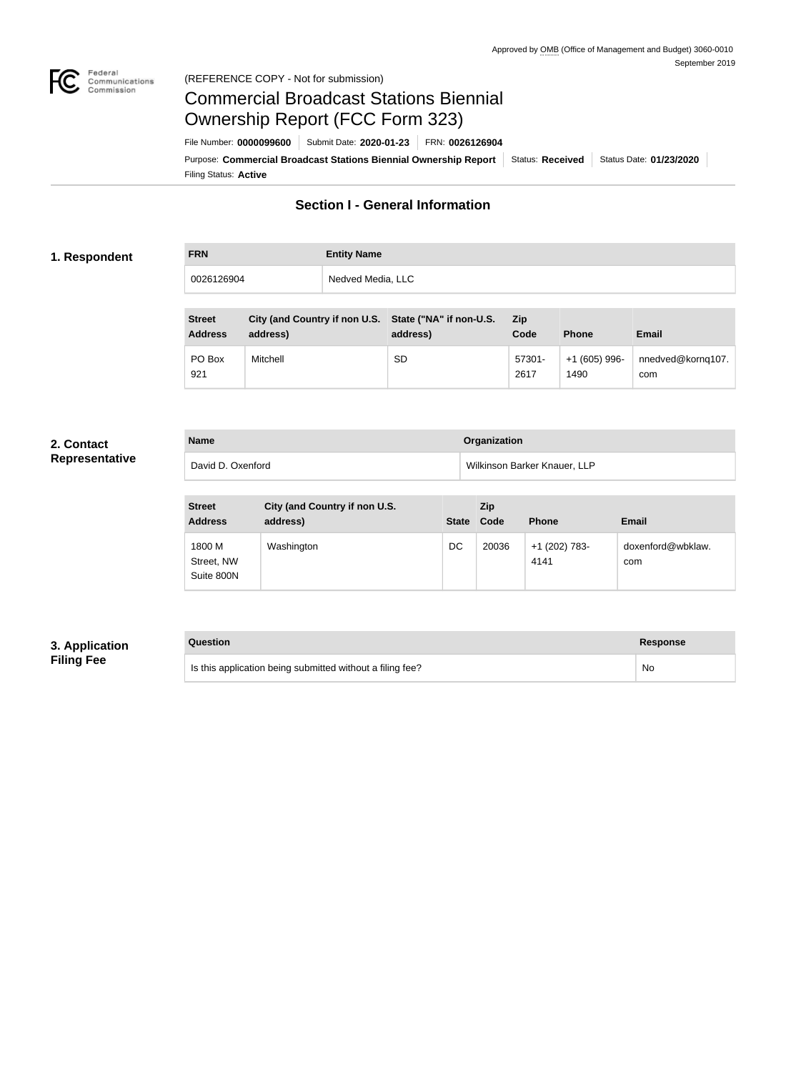Approved by OMB (Office of Management and Budget) 3060-0010
September 2019

(REFERENCE COPY - Not for submission)

# Commercial Broadcast Stations Biennial Ownership Report (FCC Form 323)

File Number: **0000099600** | Submit Date: **2020-01-23** | FRN: **0026126904**

Purpose: **Commercial Broadcast Stations Biennial Ownership Report** | Status: **Received** | Status Date: **01/23/2020**

Filing Status: **Active**

## Section I - General Information

### 1. Respondent

| FRN | Entity Name |
|---|---|
| 0026126904 | Nedved Media, LLC |

| Street Address | City (and Country if non U.S. address) | State ("NA" if non-U.S. address) | Zip Code | Phone | Email |
|---|---|---|---|---|---|
| PO Box 921 | Mitchell | SD | 57301-2617 | +1 (605) 996-1490 | nnedved@kornq107.com |

### 2. Contact Representative

| Name | Organization |
|---|---|
| David D. Oxenford | Wilkinson Barker Knauer, LLP |

| Street Address | City (and Country if non U.S. address) | State | Zip Code | Phone | Email |
|---|---|---|---|---|---|
| 1800 M Street, NW Suite 800N | Washington | DC | 20036 | +1 (202) 783-4141 | doxenford@wbklaw.com |

### 3. Application Filing Fee

| Question | Response |
|---|---|
| Is this application being submitted without a filing fee? | No |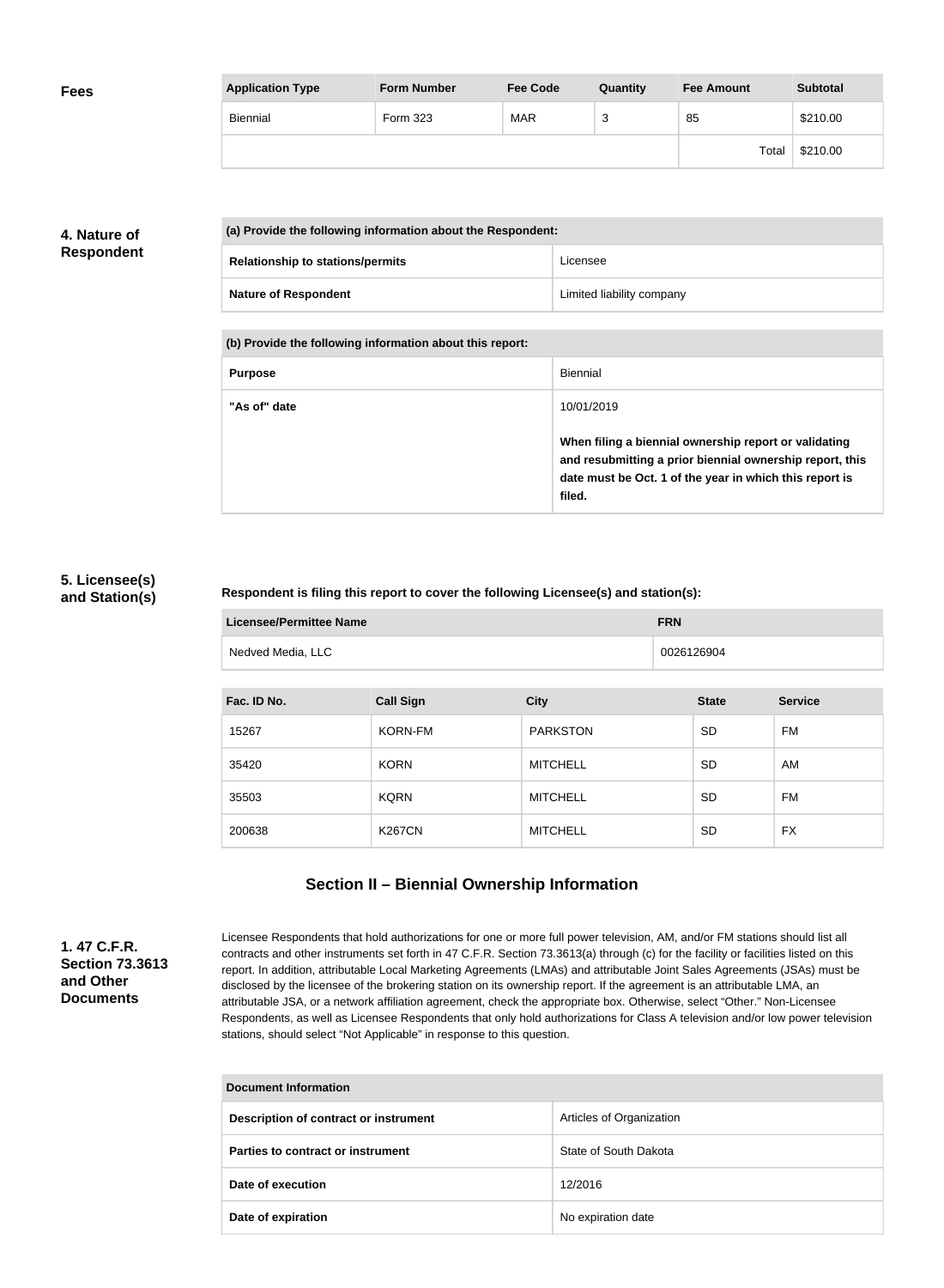**Fees**

| Application Type | Form Number | Fee Code | Quantity | Fee Amount | Subtotal |
|---|---|---|---|---|---|
| Biennial | Form 323 | MAR | 3 | 85 | $210.00 |
| | | | | Total | $210.00 |

**4. Nature of Respondent**

| (a) Provide the following information about the Respondent: | |
|---|---|
| **Relationship to stations/permits** | Licensee |
| **Nature of Respondent** | Limited liability company |

| (b) Provide the following information about this report: | |
|---|---|
| **Purpose** | Biennial |
| **"As of" date** | 10/01/2019<br><br>**When filing a biennial ownership report or validating and resubmitting a prior biennial ownership report, this date must be Oct. 1 of the year in which this report is filed.** |

**5. Licensee(s) and Station(s)**

**Respondent is filing this report to cover the following Licensee(s) and station(s):**

| Licensee/Permittee Name | FRN |
|---|---|
| Nedved Media, LLC | 0026126904 |

| Fac. ID No. | Call Sign | City | State | Service |
|---|---|---|---|---|
| 15267 | KORN-FM | PARKSTON | SD | FM |
| 35420 | KORN | MITCHELL | SD | AM |
| 35503 | KQRN | MITCHELL | SD | FM |
| 200638 | K267CN | MITCHELL | SD | FX |

## Section II – Biennial Ownership Information

**1. 47 C.F.R. Section 73.3613 and Other Documents**

Licensee Respondents that hold authorizations for one or more full power television, AM, and/or FM stations should list all contracts and other instruments set forth in 47 C.F.R. Section 73.3613(a) through (c) for the facility or facilities listed on this report. In addition, attributable Local Marketing Agreements (LMAs) and attributable Joint Sales Agreements (JSAs) must be disclosed by the licensee of the brokering station on its ownership report. If the agreement is an attributable LMA, an attributable JSA, or a network affiliation agreement, check the appropriate box. Otherwise, select "Other." Non-Licensee Respondents, as well as Licensee Respondents that only hold authorizations for Class A television and/or low power television stations, should select "Not Applicable" in response to this question.

| Document Information | |
|---|---|
| **Description of contract or instrument** | Articles of Organization |
| **Parties to contract or instrument** | State of South Dakota |
| **Date of execution** | 12/2016 |
| **Date of expiration** | No expiration date |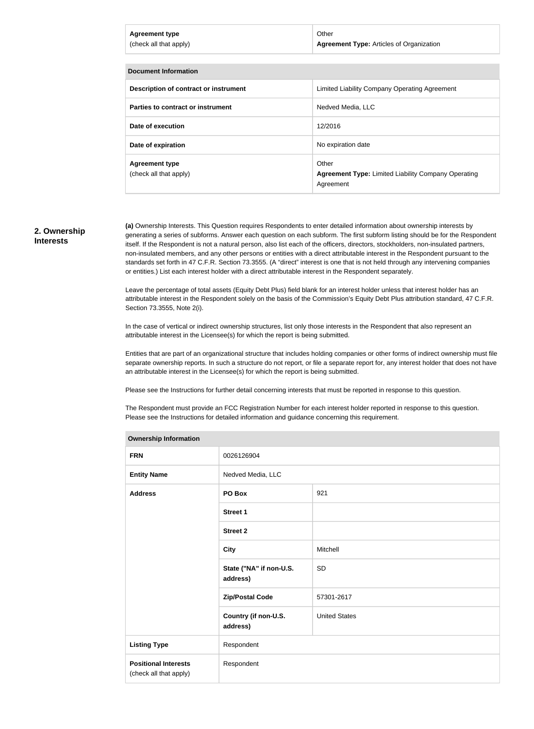| Agreement type (check all that apply) | Other **Agreement Type:** Articles of Organization |
|---|---|

| Document Information | |
|---|---|
| **Description of contract or instrument** | Limited Liability Company Operating Agreement |
| **Parties to contract or instrument** | Nedved Media, LLC |
| **Date of execution** | 12/2016 |
| **Date of expiration** | No expiration date |
| **Agreement type** (check all that apply) | Other **Agreement Type:** Limited Liability Company Operating Agreement |

## 2. Ownership Interests

**(a)** Ownership Interests. This Question requires Respondents to enter detailed information about ownership interests by generating a series of subforms. Answer each question on each subform. The first subform listing should be for the Respondent itself. If the Respondent is not a natural person, also list each of the officers, directors, stockholders, non-insulated partners, non-insulated members, and any other persons or entities with a direct attributable interest in the Respondent pursuant to the standards set forth in 47 C.F.R. Section 73.3555. (A "direct" interest is one that is not held through any intervening companies or entities.) List each interest holder with a direct attributable interest in the Respondent separately.

Leave the percentage of total assets (Equity Debt Plus) field blank for an interest holder unless that interest holder has an attributable interest in the Respondent solely on the basis of the Commission's Equity Debt Plus attribution standard, 47 C.F.R. Section 73.3555, Note 2(i).

In the case of vertical or indirect ownership structures, list only those interests in the Respondent that also represent an attributable interest in the Licensee(s) for which the report is being submitted.

Entities that are part of an organizational structure that includes holding companies or other forms of indirect ownership must file separate ownership reports. In such a structure do not report, or file a separate report for, any interest holder that does not have an attributable interest in the Licensee(s) for which the report is being submitted.

Please see the Instructions for further detail concerning interests that must be reported in response to this question.

The Respondent must provide an FCC Registration Number for each interest holder reported in response to this question. Please see the Instructions for detailed information and guidance concerning this requirement.

| Ownership Information | | |
|---|---|---|
| **FRN** | 0026126904 | |
| **Entity Name** | Nedved Media, LLC | |
| **Address** | **PO Box** | 921 |
| | **Street 1** | |
| | **Street 2** | |
| | **City** | Mitchell |
| | **State ("NA" if non-U.S. address)** | SD |
| | **Zip/Postal Code** | 57301-2617 |
| | **Country (if non-U.S. address)** | United States |
| **Listing Type** | Respondent | |
| **Positional Interests** (check all that apply) | Respondent | |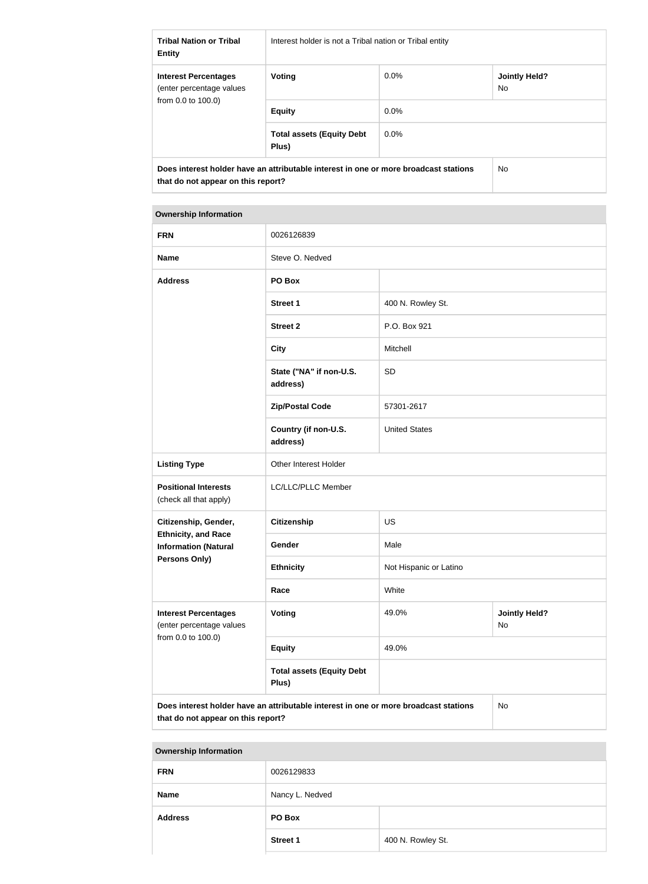| | | | |
|---|---|---|---|
| **Tribal Nation or Tribal Entity** | Interest holder is not a Tribal nation or Tribal entity | | |
| **Interest Percentages** (enter percentage values from 0.0 to 100.0) | **Voting** | 0.0% | **Jointly Held?** No |
| | **Equity** | 0.0% | |
| | **Total assets (Equity Debt Plus)** | 0.0% | |
| **Does interest holder have an attributable interest in one or more broadcast stations that do not appear on this report?** | | | No |

| **Ownership Information** | | | |
|---|---|---|---|
| **FRN** | 0026126839 | | |
| **Name** | Steve O. Nedved | | |
| **Address** | **PO Box** | | |
| | **Street 1** | 400 N. Rowley St. | |
| | **Street 2** | P.O. Box 921 | |
| | **City** | Mitchell | |
| | **State ("NA" if non-U.S. address)** | SD | |
| | **Zip/Postal Code** | 57301-2617 | |
| | **Country (if non-U.S. address)** | United States | |
| **Listing Type** | Other Interest Holder | | |
| **Positional Interests** (check all that apply) | LC/LLC/PLLC Member | | |
| **Citizenship, Gender, Ethnicity, and Race Information (Natural Persons Only)** | **Citizenship** | US | |
| | **Gender** | Male | |
| | **Ethnicity** | Not Hispanic or Latino | |
| | **Race** | White | |
| **Interest Percentages** (enter percentage values from 0.0 to 100.0) | **Voting** | 49.0% | **Jointly Held?** No |
| | **Equity** | 49.0% | |
| | **Total assets (Equity Debt Plus)** | | |
| **Does interest holder have an attributable interest in one or more broadcast stations that do not appear on this report?** | | | No |

| **Ownership Information** | | |
|---|---|---|
| **FRN** | 0026129833 | |
| **Name** | Nancy L. Nedved | |
| **Address** | **PO Box** | |
| | **Street 1** | 400 N. Rowley St. |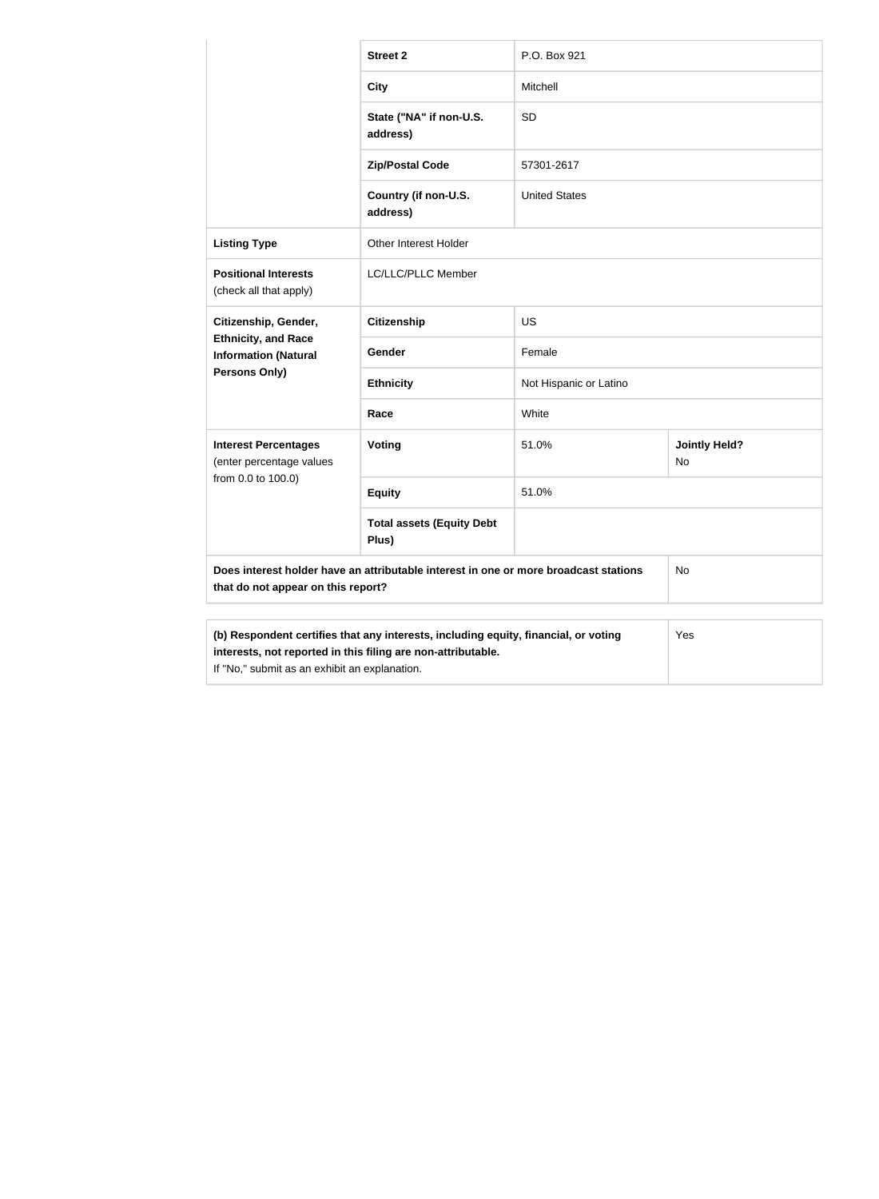| | | | |
|---|---|---|---|
| | **Street 2** | P.O. Box 921 | |
| | **City** | Mitchell | |
| | **State ("NA" if non-U.S. address)** | SD | |
| | **Zip/Postal Code** | 57301-2617 | |
| | **Country (if non-U.S. address)** | United States | |
| **Listing Type** | Other Interest Holder | | |
| **Positional Interests** (check all that apply) | LC/LLC/PLLC Member | | |
| **Citizenship, Gender, Ethnicity, and Race Information (Natural Persons Only)** | **Citizenship** | US | |
| | **Gender** | Female | |
| | **Ethnicity** | Not Hispanic or Latino | |
| | **Race** | White | |
| **Interest Percentages** (enter percentage values from 0.0 to 100.0) | **Voting** | 51.0% | **Jointly Held?** No |
| | **Equity** | 51.0% | |
| | **Total assets (Equity Debt Plus)** | | |
| **Does interest holder have an attributable interest in one or more broadcast stations that do not appear on this report?** | | | No |

| | |
|---|---|
| **(b) Respondent certifies that any interests, including equity, financial, or voting interests, not reported in this filing are non-attributable.** If "No," submit as an exhibit an explanation. | Yes |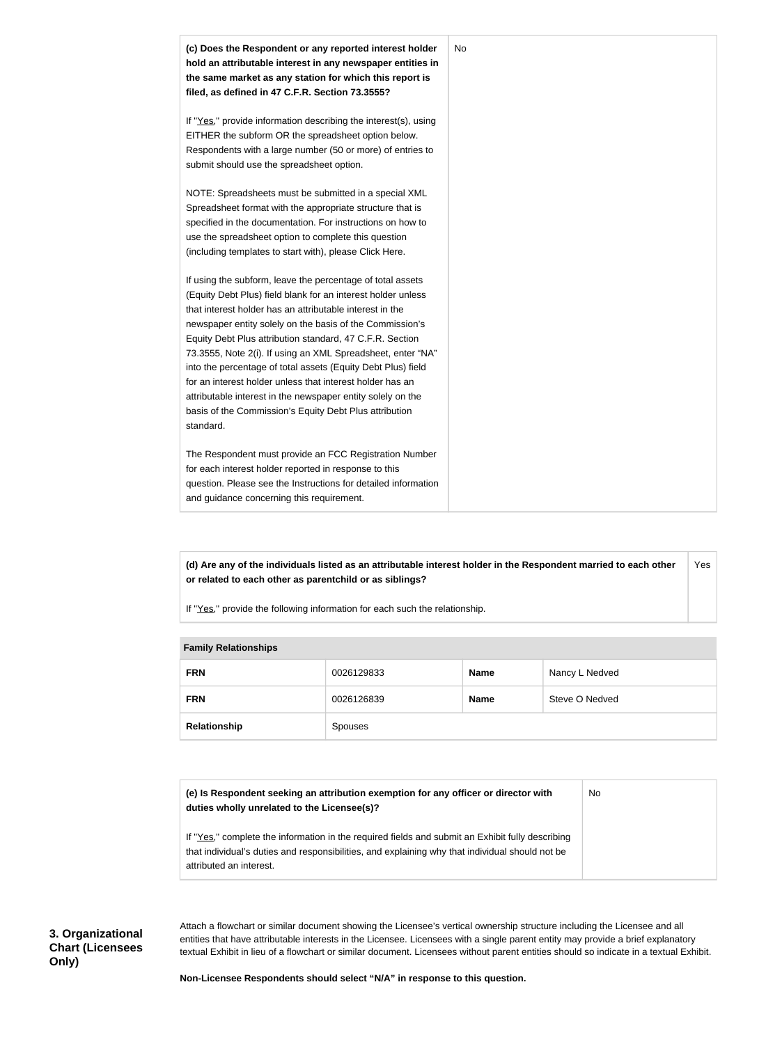| **(c) Does the Respondent or any reported interest holder hold an attributable interest in any newspaper entities in the same market as any station for which this report is filed, as defined in 47 C.F.R. Section 73.3555?**<br><br>If "Yes," provide information describing the interest(s), using EITHER the subform OR the spreadsheet option below. Respondents with a large number (50 or more) of entries to submit should use the spreadsheet option.<br><br>NOTE: Spreadsheets must be submitted in a special XML Spreadsheet format with the appropriate structure that is specified in the documentation. For instructions on how to use the spreadsheet option to complete this question (including templates to start with), please Click Here.<br><br>If using the subform, leave the percentage of total assets (Equity Debt Plus) field blank for an interest holder unless that interest holder has an attributable interest in the newspaper entity solely on the basis of the Commission's Equity Debt Plus attribution standard, 47 C.F.R. Section 73.3555, Note 2(i). If using an XML Spreadsheet, enter "NA" into the percentage of total assets (Equity Debt Plus) field for an interest holder unless that interest holder has an attributable interest in the newspaper entity solely on the basis of the Commission's Equity Debt Plus attribution standard.<br><br>The Respondent must provide an FCC Registration Number for each interest holder reported in response to this question. Please see the Instructions for detailed information and guidance concerning this requirement. | No |
|---|---|

| **(d) Are any of the individuals listed as an attributable interest holder in the Respondent married to each other or related to each other as parentchild or as siblings?**<br><br>If "Yes," provide the following information for each such the relationship. | Yes |
|---|---|

| **Family Relationships** | | | |
|---|---|---|---|
| **FRN** | 0026129833 | **Name** | Nancy L Nedved |
| **FRN** | 0026126839 | **Name** | Steve O Nedved |
| **Relationship** | Spouses | | |

| **(e) Is Respondent seeking an attribution exemption for any officer or director with duties wholly unrelated to the Licensee(s)?**<br><br>If "Yes," complete the information in the required fields and submit an Exhibit fully describing that individual's duties and responsibilities, and explaining why that individual should not be attributed an interest. | No |
|---|---|

**3. Organizational Chart (Licensees Only)**

Attach a flowchart or similar document showing the Licensee's vertical ownership structure including the Licensee and all entities that have attributable interests in the Licensee. Licensees with a single parent entity may provide a brief explanatory textual Exhibit in lieu of a flowchart or similar document. Licensees without parent entities should so indicate in a textual Exhibit.

**Non-Licensee Respondents should select "N/A" in response to this question.**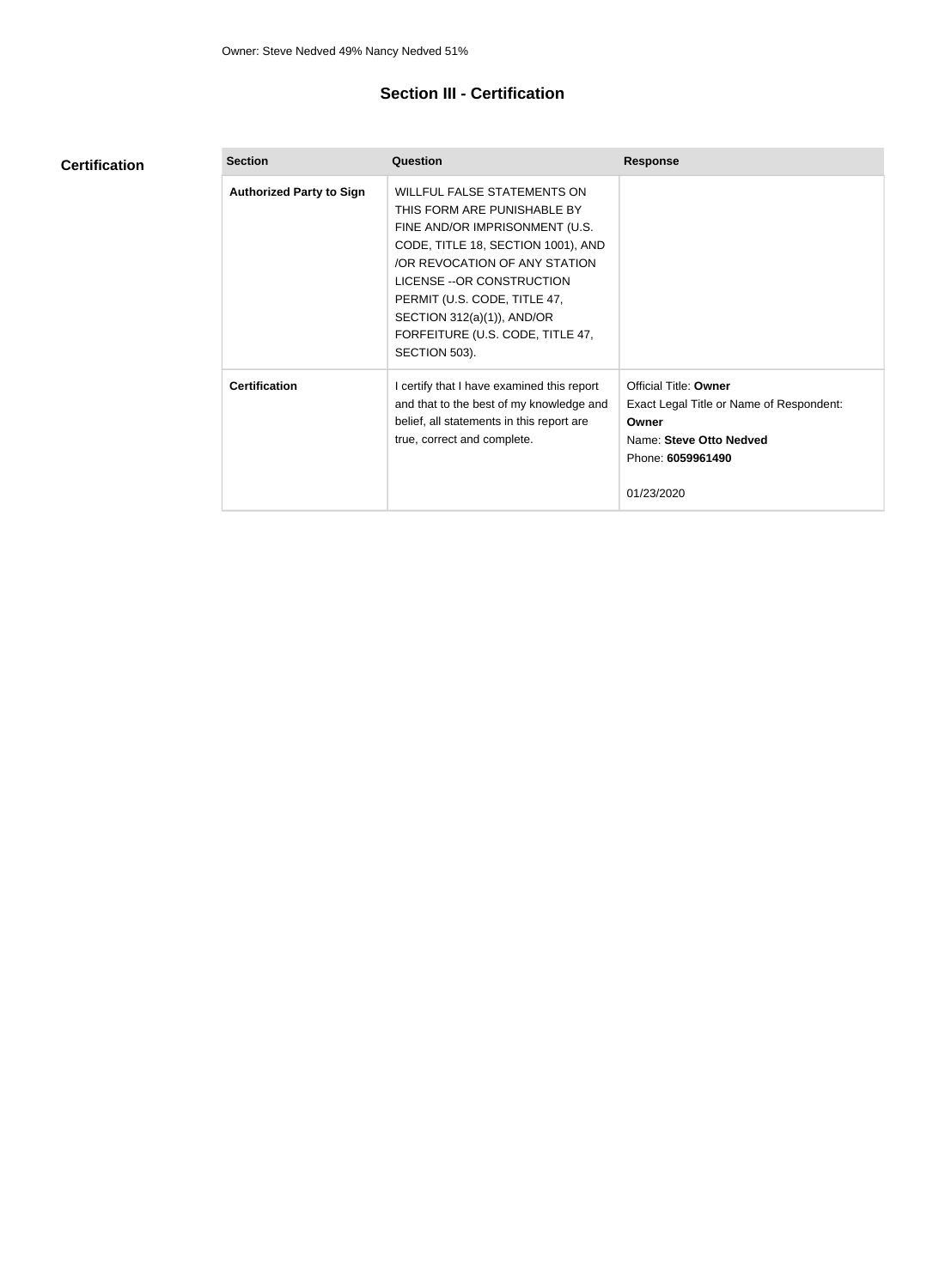Owner: Steve Nedved 49% Nancy Nedved 51%

## Section III - Certification

**Certification**

| Section | Question | Response |
|---|---|---|
| **Authorized Party to Sign** | WILLFUL FALSE STATEMENTS ON THIS FORM ARE PUNISHABLE BY FINE AND/OR IMPRISONMENT (U.S. CODE, TITLE 18, SECTION 1001), AND /OR REVOCATION OF ANY STATION LICENSE --OR CONSTRUCTION PERMIT (U.S. CODE, TITLE 47, SECTION 312(a)(1)), AND/OR FORFEITURE (U.S. CODE, TITLE 47, SECTION 503). | |
| **Certification** | I certify that I have examined this report and that to the best of my knowledge and belief, all statements in this report are true, correct and complete. | Official Title: **Owner**<br>Exact Legal Title or Name of Respondent: **Owner**<br>Name: **Steve Otto Nedved**<br>Phone: **6059961490**<br><br>01/23/2020 |